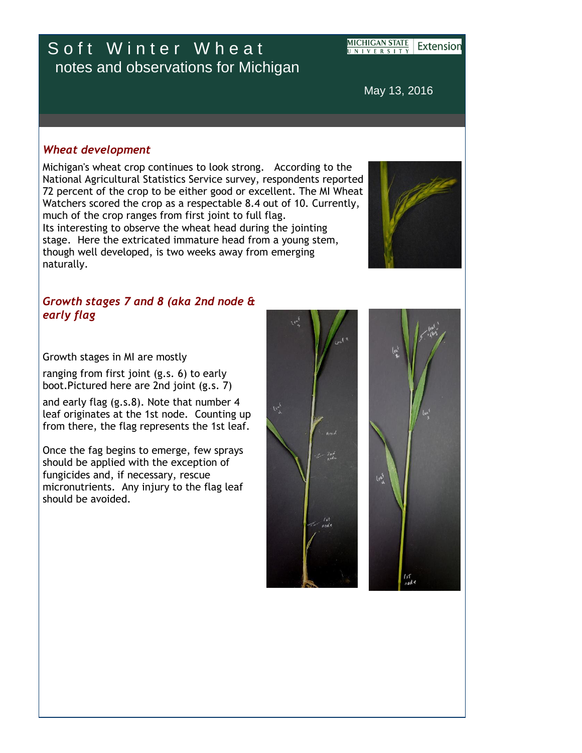# Soft Winter Wheat

notes and observations for Michigan

May 13, 2016

## *Wheat development*

Michigan's wheat crop continues to look strong. According to the National Agricultural Statistics Service survey, respondents reported 72 percent of the crop to be either good or excellent. The MI Wheat Watchers scored the crop as a respectable 8.4 out of 10. Currently, much of the crop ranges from first joint to full flag.
Its interesting to observe the wheat head during the jointing stage. Here the extricated immature head from a young stem, though well developed, is two weeks away from emerging naturally.

## *Growth stages 7 and 8 (aka 2nd node & early flag*

Growth stages in MI are mostly

ranging from first joint (g.s. 6) to early boot.Pictured here are 2nd joint (g.s. 7)

and early flag (g.s.8). Note that number 4 leaf originates at the 1st node. Counting up from there, the flag represents the 1st leaf.

Once the fag begins to emerge, few sprays should be applied with the exception of fungicides and, if necessary, rescue micronutrients. Any injury to the flag leaf should be avoided.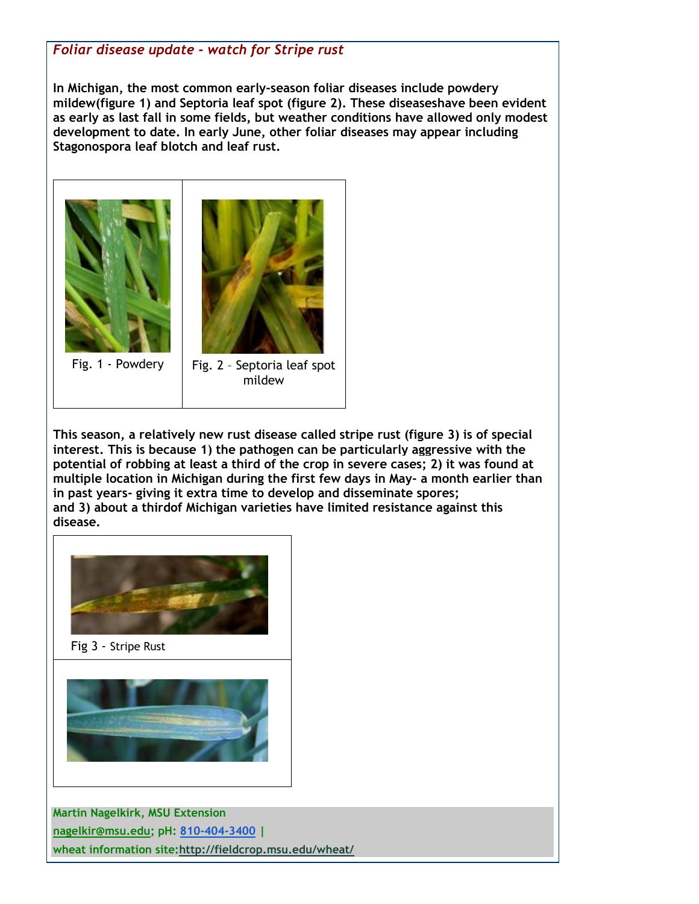*Foliar disease update - watch for Stripe rust*

**In Michigan, the most common early-season foliar diseases include powdery mildew(figure 1) and Septoria leaf spot (figure 2). These diseaseshave been evident as early as last fall in some fields, but weather conditions have allowed only modest development to date. In early June, other foliar diseases may appear including Stagonospora leaf blotch and leaf rust.**

Fig. 1 - Powdery

Fig. 2 – Septoria leaf spot mildew

**This season, a relatively new rust disease called stripe rust (figure 3) is of special interest. This is because 1) the pathogen can be particularly aggressive with the potential of robbing at least a third of the crop in severe cases; 2) it was found at multiple location in Michigan during the first few days in May- a month earlier than in past years- giving it extra time to develop and disseminate spores;**
**and 3) about a thirdof Michigan varieties have limited resistance against this disease.**

Fig 3 - Stripe Rust

**Martin Nagelkirk, MSU Extension**
**nagelkir@msu.edu; pH: 810-404-3400 |**
**wheat information site:http://fieldcrop.msu.edu/wheat/**